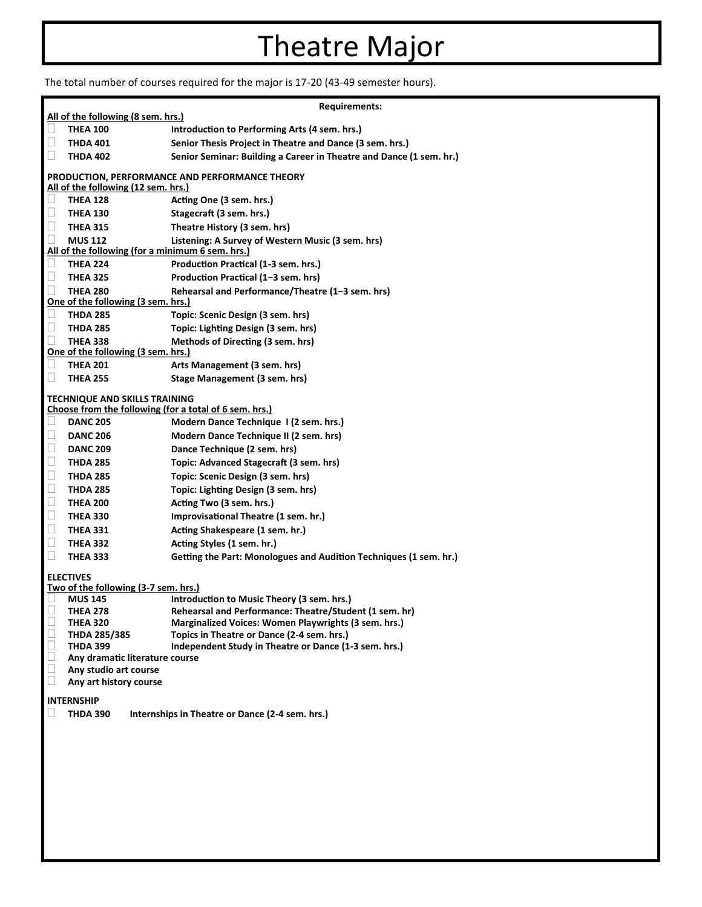# Theatre Major

The total number of courses required for the major is 17-20 (43-49 semester hours).

**Requirements:**

**All of the following (8 sem. hrs.)**

- ☐ **THEA 100** — **Introduction to Performing Arts (4 sem. hrs.)**
- ☐ **THDA 401** — **Senior Thesis Project in Theatre and Dance (3 sem. hrs.)**
- ☐ **THDA 402** — **Senior Seminar: Building a Career in Theatre and Dance (1 sem. hr.)**

**PRODUCTION, PERFORMANCE AND PERFORMANCE THEORY**

**All of the following (12 sem. hrs.)**

- ☐ **THEA 128** — **Acting One (3 sem. hrs.)**
- ☐ **THEA 130** — **Stagecraft (3 sem. hrs.)**
- ☐ **THEA 315** — **Theatre History (3 sem. hrs)**
- ☐ **MUS 112** — **Listening: A Survey of Western Music (3 sem. hrs)**

**All of the following (for a minimum 6 sem. hrs.)**

- ☐ **THEA 224** — **Production Practical (1-3 sem. hrs.)**
- ☐ **THEA 325** — **Production Practical (1–3 sem. hrs)**
- ☐ **THEA 280** — **Rehearsal and Performance/Theatre (1–3 sem. hrs)**

**One of the following (3 sem. hrs.)**

- ☐ **THDA 285** — **Topic: Scenic Design (3 sem. hrs)**
- ☐ **THDA 285** — **Topic: Lighting Design (3 sem. hrs)**
- ☐ **THEA 338** — **Methods of Directing (3 sem. hrs)**

**One of the following (3 sem. hrs.)**

- ☐ **THEA 201** — **Arts Management (3 sem. hrs)**
- ☐ **THEA 255** — **Stage Management (3 sem. hrs)**

**TECHNIQUE AND SKILLS TRAINING**

**Choose from the following (for a total of 6 sem. hrs.)**

- ☐ **DANC 205** — **Modern Dance Technique I (2 sem. hrs.)**
- ☐ **DANC 206** — **Modern Dance Technique II (2 sem. hrs)**
- ☐ **DANC 209** — **Dance Technique (2 sem. hrs)**
- ☐ **THDA 285** — **Topic: Advanced Stagecraft (3 sem. hrs)**
- ☐ **THDA 285** — **Topic: Scenic Design (3 sem. hrs)**
- ☐ **THDA 285** — **Topic: Lighting Design (3 sem. hrs)**
- ☐ **THEA 200** — **Acting Two (3 sem. hrs.)**
- ☐ **THEA 330** — **Improvisational Theatre (1 sem. hr.)**
- ☐ **THEA 331** — **Acting Shakespeare (1 sem. hr.)**
- ☐ **THEA 332** — **Acting Styles (1 sem. hr.)**
- ☐ **THEA 333** — **Getting the Part: Monologues and Audition Techniques (1 sem. hr.)**

**ELECTIVES**

**Two of the following (3-7 sem. hrs.)**

- ☐ **MUS 145** — **Introduction to Music Theory (3 sem. hrs.)**
- ☐ **THEA 278** — **Rehearsal and Performance: Theatre/Student (1 sem. hr)**
- ☐ **THEA 320** — **Marginalized Voices: Women Playwrights (3 sem. hrs.)**
- ☐ **THDA 285/385** — **Topics in Theatre or Dance (2-4 sem. hrs.)**
- ☐ **THDA 399** — **Independent Study in Theatre or Dance (1-3 sem. hrs.)**
- ☐ **Any dramatic literature course**
- ☐ **Any studio art course**
- ☐ **Any art history course**

**INTERNSHIP**

- ☐ **THDA 390** — **Internships in Theatre or Dance (2-4 sem. hrs.)**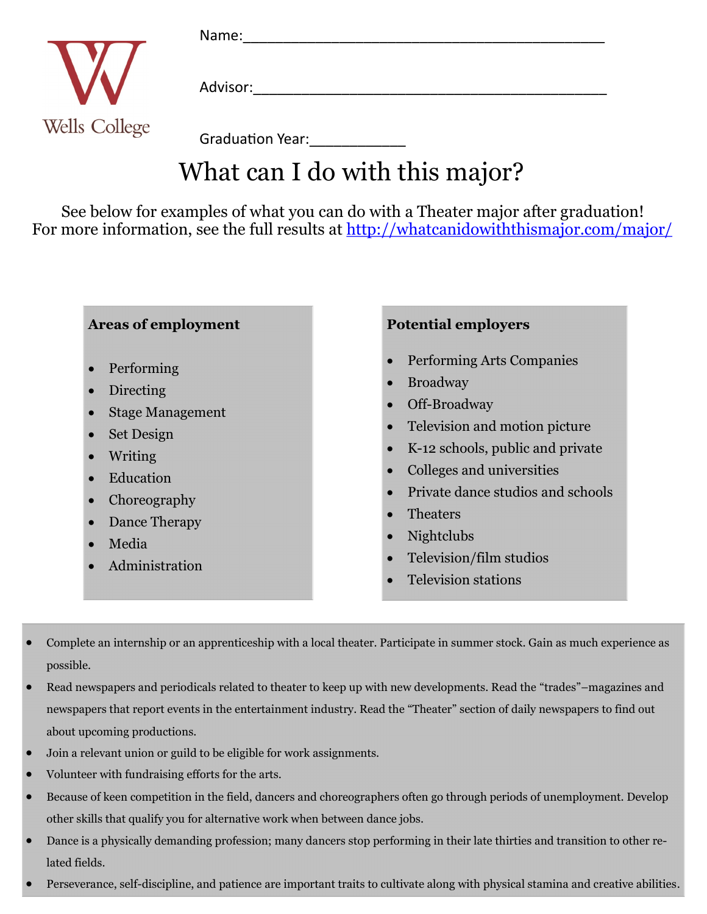Wells College

Name:\_\_\_\_\_\_\_\_\_\_\_\_\_\_\_\_\_\_\_\_\_\_\_\_\_\_\_\_\_\_\_\_\_\_\_\_\_\_\_\_\_\_\_\_

Advisor:\_\_\_\_\_\_\_\_\_\_\_\_\_\_\_\_\_\_\_\_\_\_\_\_\_\_\_\_\_\_\_\_\_\_\_\_\_\_\_\_\_\_\_\_

Graduation Year:\_\_\_\_\_\_\_\_\_\_\_\_

# What can I do with this major?

See below for examples of what you can do with a Theater major after graduation!
For more information, see the full results at [http://whatcanidowiththismajor.com/major/](http://whatcanidowiththismajor.com/major/)

**Areas of employment**

- Performing
- Directing
- Stage Management
- Set Design
- Writing
- Education
- Choreography
- Dance Therapy
- Media
- Administration

**Potential employers**

- Performing Arts Companies
- Broadway
- Off-Broadway
- Television and motion picture
- K-12 schools, public and private
- Colleges and universities
- Private dance studios and schools
- Theaters
- Nightclubs
- Television/film studios
- Television stations

- Complete an internship or an apprenticeship with a local theater. Participate in summer stock. Gain as much experience as possible.
- Read newspapers and periodicals related to theater to keep up with new developments. Read the "trades"–magazines and newspapers that report events in the entertainment industry. Read the "Theater" section of daily newspapers to find out about upcoming productions.
- Join a relevant union or guild to be eligible for work assignments.
- Volunteer with fundraising efforts for the arts.
- Because of keen competition in the field, dancers and choreographers often go through periods of unemployment. Develop other skills that qualify you for alternative work when between dance jobs.
- Dance is a physically demanding profession; many dancers stop performing in their late thirties and transition to other related fields.
- Perseverance, self-discipline, and patience are important traits to cultivate along with physical stamina and creative abilities.